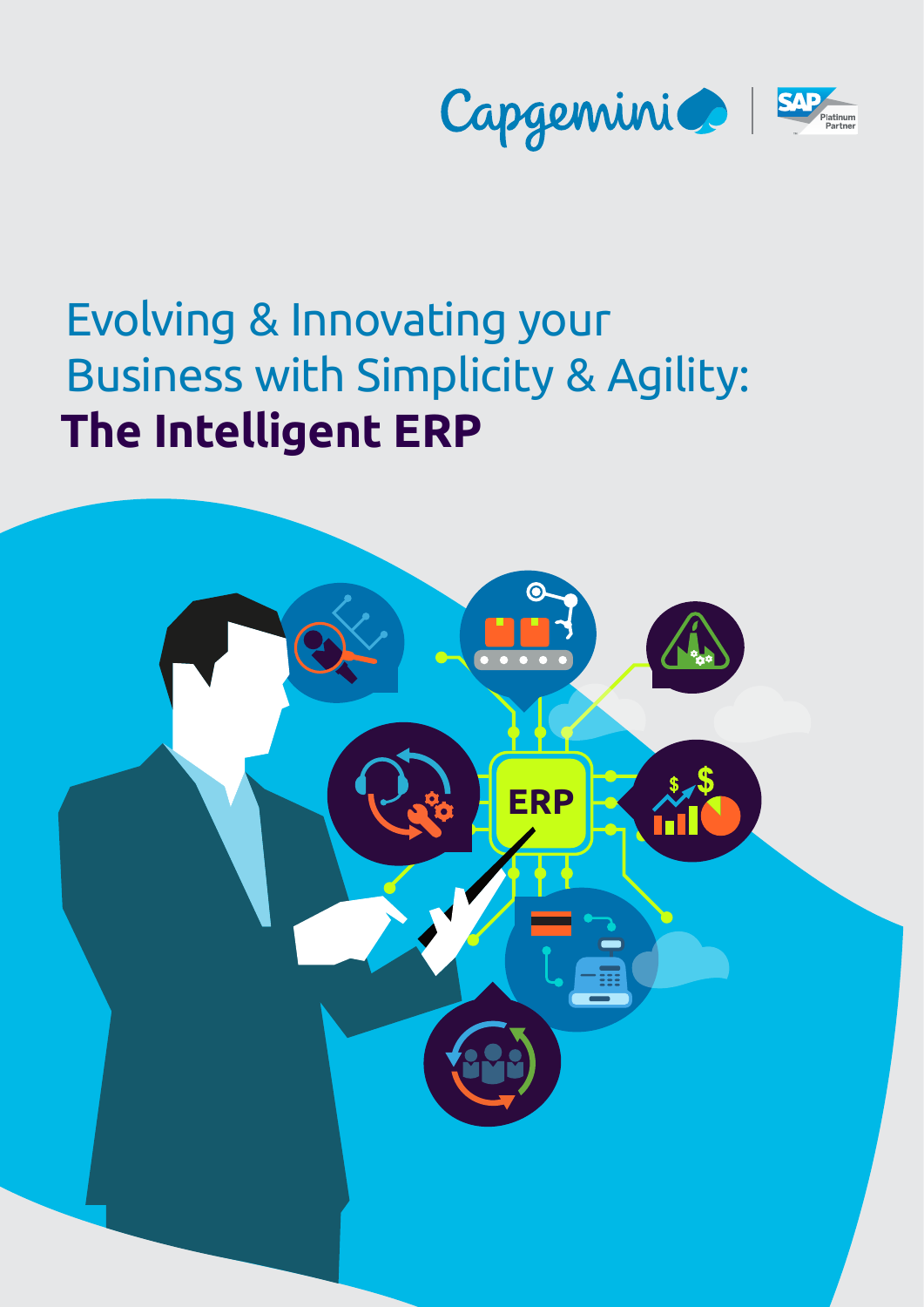# Evolving & Innovating your Business with Simplicity & Agility: **The Intelligent ERP**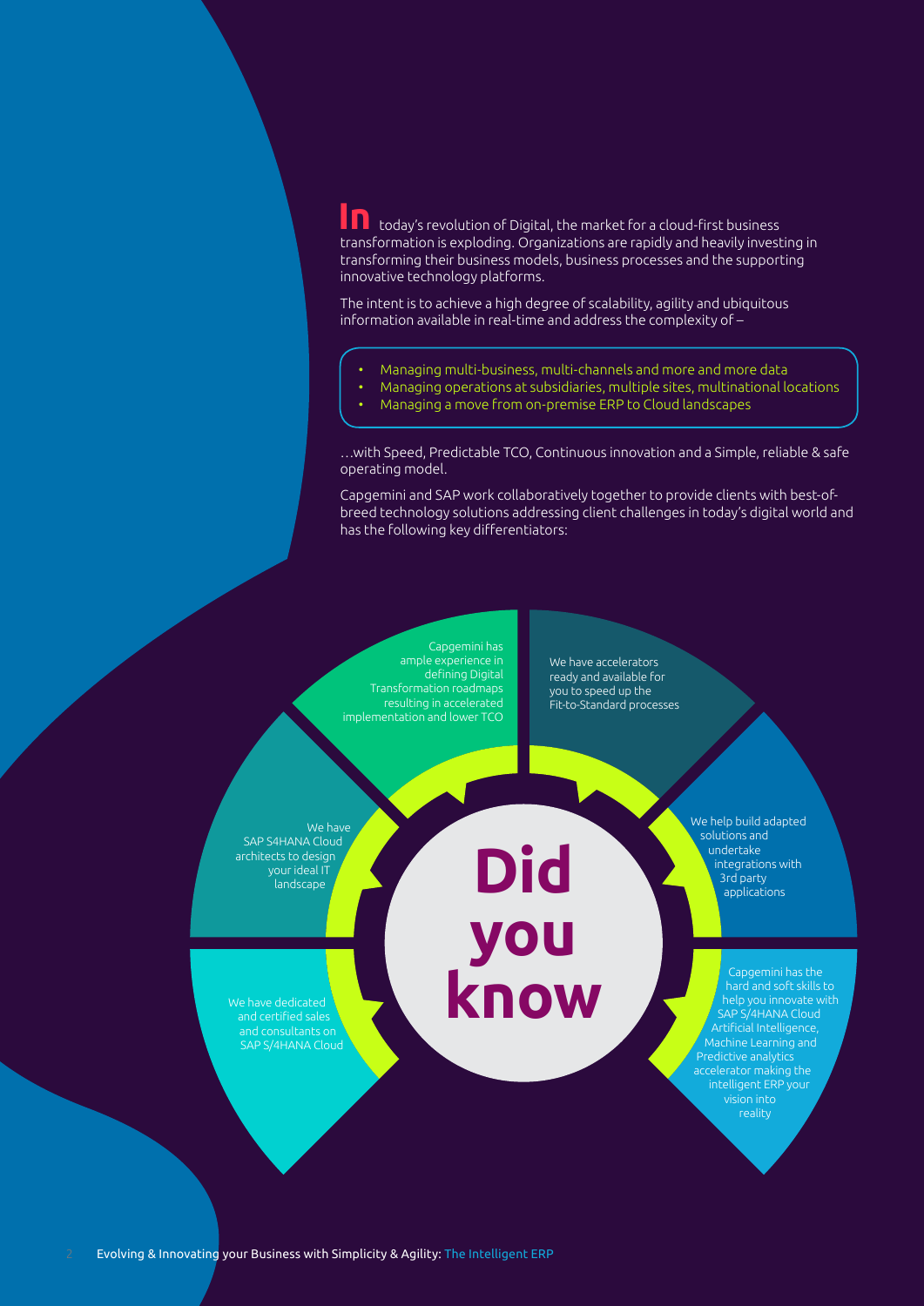In today's revolution of Digital, the market for a cloud-first business transformation is exploding. Organizations are rapidly and heavily investing in transforming their business models, business processes and the supporting innovative technology platforms.

The intent is to achieve a high degree of scalability, agility and ubiquitous information available in real-time and address the complexity of –

- Managing multi-business, multi-channels and more and more data
- Managing operations at subsidiaries, multiple sites, multinational locations
- Managing a move from on-premise ERP to Cloud landscapes

…with Speed, Predictable TCO, Continuous innovation and a Simple, reliable & safe operating model.

Capgemini and SAP work collaboratively together to provide clients with best-of-breed technology solutions addressing client challenges in today's digital world and has the following key differentiators:

## Did you know

- Capgemini has ample experience in defining Digital Transformation roadmaps resulting in accelerated implementation and lower TCO
- We have accelerators ready and available for you to speed up the Fit-to-Standard processes
- We help build adapted solutions and undertake integrations with 3rd party applications
- Capgemini has the hard and soft skills to help you innovate with SAP S/4HANA Cloud Artificial Intelligence, Machine Learning and Predictive analytics accelerator making the intelligent ERP your vision into reality
- We have dedicated and certified sales and consultants on SAP S/4HANA Cloud
- We have SAP S4HANA Cloud architects to design your ideal IT landscape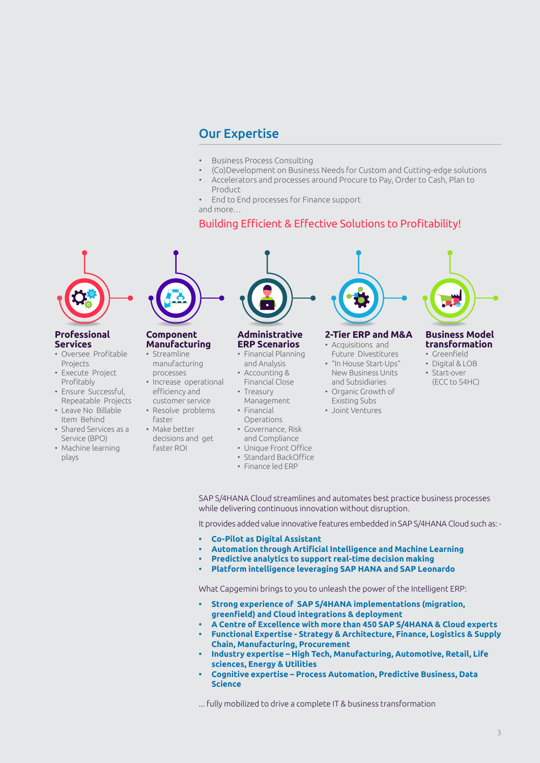## Our Expertise

- Business Process Consulting
- (Co)Development on Business Needs for Custom and Cutting-edge solutions
- Accelerators and processes around Procure to Pay, Order to Cash, Plan to Product
- End to End processes for Finance support

and more…

### Building Efficient & Effective Solutions to Profitability!

**Professional Services**

- Oversee Profitable Projects
- Execute Project Profitably
- Ensure Successful, Repeatable Projects
- Leave No Billable Item Behind
- Shared Services as a Service (BPO)
- Machine learning plays

**Component Manufacturing**

- Streamline manufacturing processes
- Increase operational efficiency and customer service
- Resolve problems faster
- Make better decisions and get faster ROI

**Administrative ERP Scenarios**

- Financial Planning and Analysis
- Accounting & Financial Close
- Treasury Management
- Financial Operations
- Governance, Risk and Compliance
- Unique Front Office
- Standard BackOffice
- Finance led ERP

**2-Tier ERP and M&A**

- Acquisitions and Future Divestitures
- "In House Start-Ups" New Business Units and Subsidiaries
- Organic Growth of Existing Subs
- Joint Ventures

**Business Model transformation**

- Greenfield
- Digital & LOB
- Start-over (ECC to S4HC)

SAP S/4HANA Cloud streamlines and automates best practice business processes while delivering continuous innovation without disruption.

It provides added value innovative features embedded in SAP S/4HANA Cloud such as: -

- **Co-Pilot as Digital Assistant**
- **Automation through Artificial Intelligence and Machine Learning**
- **Predictive analytics to support real-time decision making**
- **Platform intelligence leveraging SAP HANA and SAP Leonardo**

What Capgemini brings to you to unleash the power of the Intelligent ERP:

- **Strong experience of SAP S/4HANA implementations (migration, greenfield) and Cloud integrations & deployment**
- **A Centre of Excellence with more than 450 SAP S/4HANA & Cloud experts**
- **Functional Expertise - Strategy & Architecture, Finance, Logistics & Supply Chain, Manufacturing, Procurement**
- **Industry expertise – High Tech, Manufacturing, Automotive, Retail, Life sciences, Energy & Utilities**
- **Cognitive expertise – Process Automation, Predictive Business, Data Science**

… fully mobilized to drive a complete IT & business transformation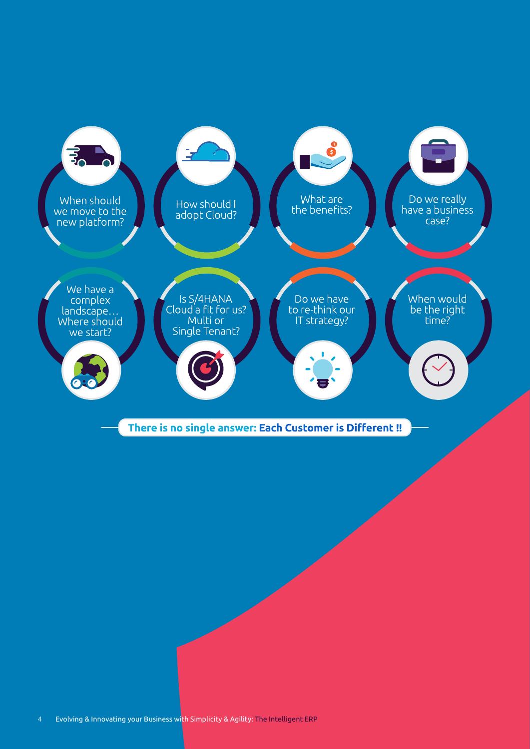- When should we move to the new platform?
- How should I adopt Cloud?
- What are the benefits?
- Do we really have a business case?
- We have a complex landscape… Where should we start?
- Is S/4HANA Cloud a fit for us? Multi or Single Tenant?
- Do we have to re-think our IT strategy?
- When would be the right time?

**There is no single answer: Each Customer is Different !!**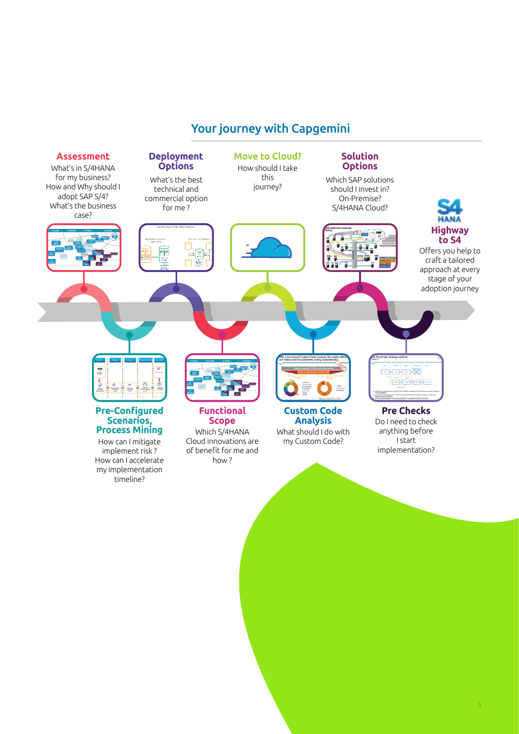## Your journey with Capgemini

### Assessment

What's in S/4HANA for my business? How and Why should I adopt SAP S/4? What's the business case?

### Deployment Options

What's the best technical and commercial option for me ?

### Move to Cloud?

How should I take this journey?

### Solution Options

Which SAP solutions should I invest in? On-Premise? S/4HANA Cloud?

### Highway to S4

Offers you help to craft a tailored approach at every stage of your adoption journey

### Pre-Configured Scenarios, Process Mining

How can I mitigate implement risk ? How can I accelerate my implementation timeline?

### Functional Scope

Which S/4HANA Cloud innovations are of benefit for me and how ?

### Custom Code Analysis

What should I do with my Custom Code?

### Pre Checks

Do I need to check anything before I start implementation?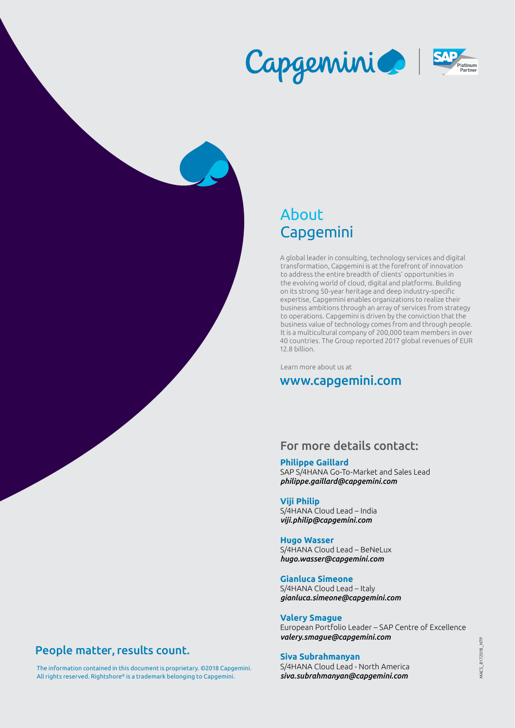# About Capgemini

A global leader in consulting, technology services and digital transformation, Capgemini is at the forefront of innovation to address the entire breadth of clients' opportunities in the evolving world of cloud, digital and platforms. Building on its strong 50-year heritage and deep industry-specific expertise, Capgemini enables organizations to realize their business ambitions through an array of services from strategy to operations. Capgemini is driven by the conviction that the business value of technology comes from and through people. It is a multicultural company of 200,000 team members in over 40 countries. The Group reported 2017 global revenues of EUR 12.8 billion.

Learn more about us at

## www.capgemini.com

## For more details contact:

**Philippe Gaillard**
SAP S/4HANA Go-To-Market and Sales Lead
*philippe.gaillard@capgemini.com*

**Viji Philip**
S/4HANA Cloud Lead – India
*viji.philip@capgemini.com*

**Hugo Wasser**
S/4HANA Cloud Lead – BeNeLux
*hugo.wasser@capgemini.com*

**Gianluca Simeone**
S/4HANA Cloud Lead – Italy
*gianluca.simeone@capgemini.com*

**Valery Smague**
European Portfolio Leader – SAP Centre of Excellence
*valery.smague@capgemini.com*

**Siva Subrahmanyan**
S/4HANA Cloud Lead - North America
*siva.subrahmanyan@capgemini.com*

## People matter, results count.

The information contained in this document is proprietary. ©2018 Capgemini. All rights reserved. Rightshore® is a trademark belonging to Capgemini.

MACS_8172018_NTP